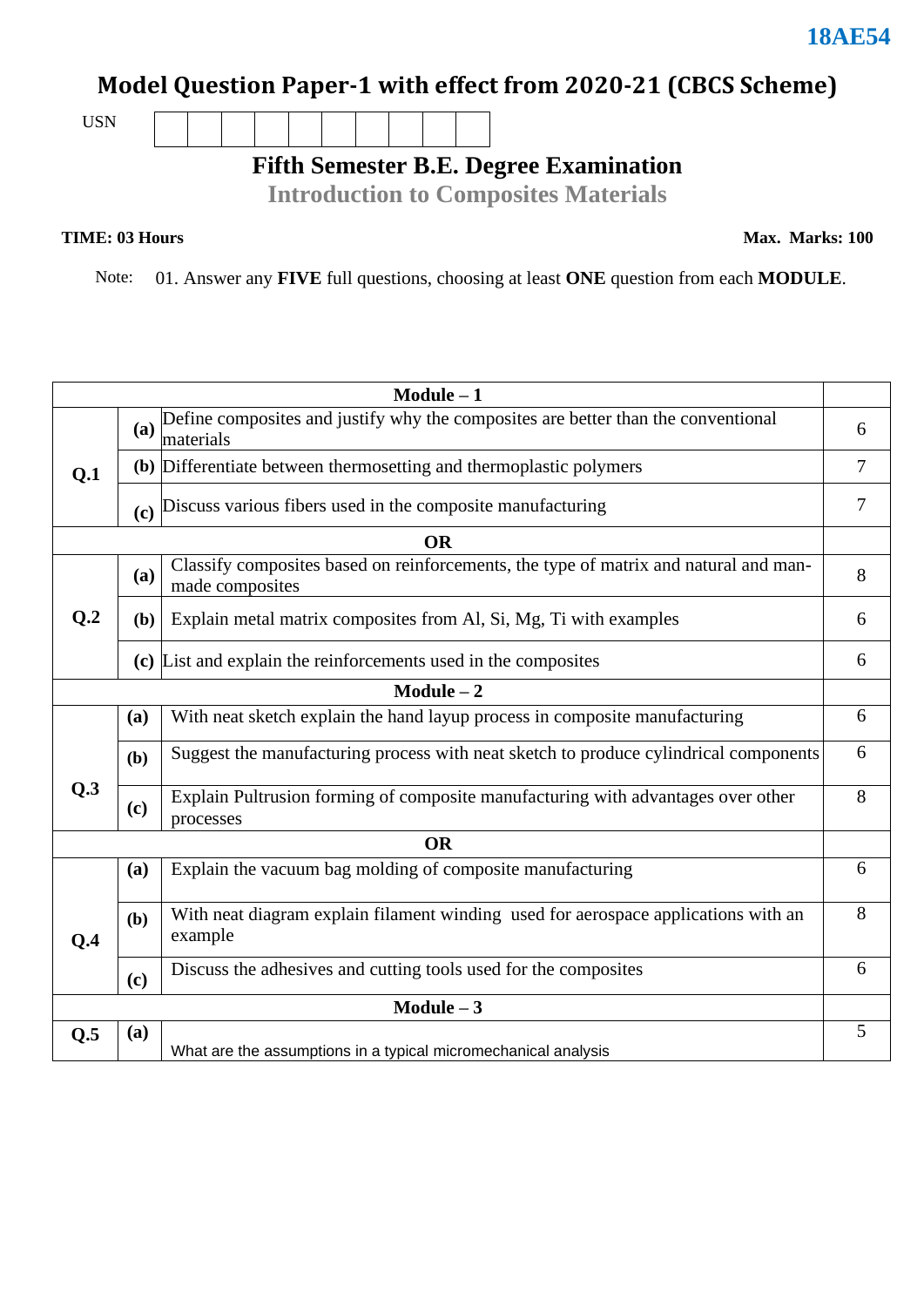**18AE54**

# Model Question Paper-1 with effect from 2020-21 (CBCS Scheme)

USN | | | | | | | | | | |

## Fifth Semester B.E. Degree Examination

## Introduction to Composites Materials

**TIME: 03 Hours** **Max. Marks: 100**

Note: 01. Answer any **FIVE** full questions, choosing at least **ONE** question from each **MODULE**.

| | | **Module – 1** | |
|---|---|---|---|
| **Q.1** | **(a)** | Define composites and justify why the composites are better than the conventional materials | 6 |
| | **(b)** | Differentiate between thermosetting and thermoplastic polymers | 7 |
| | **(c)** | Discuss various fibers used in the composite manufacturing | 7 |
| | | **OR** | |
| **Q.2** | **(a)** | Classify composites based on reinforcements, the type of matrix and natural and man-made composites | 8 |
| | **(b)** | Explain metal matrix composites from Al, Si, Mg, Ti with examples | 6 |
| | **(c)** | List and explain the reinforcements used in the composites | 6 |
| | | **Module – 2** | |
| **Q.3** | **(a)** | With neat sketch explain the hand layup process in composite manufacturing | 6 |
| | **(b)** | Suggest the manufacturing process with neat sketch to produce cylindrical components | 6 |
| | **(c)** | Explain Pultrusion forming of composite manufacturing with advantages over other processes | 8 |
| | | **OR** | |
| **Q.4** | **(a)** | Explain the vacuum bag molding of composite manufacturing | 6 |
| | **(b)** | With neat diagram explain filament winding used for aerospace applications with an example | 8 |
| | **(c)** | Discuss the adhesives and cutting tools used for the composites | 6 |
| | | **Module – 3** | |
| **Q.5** | **(a)** | What are the assumptions in a typical micromechanical analysis | 5 |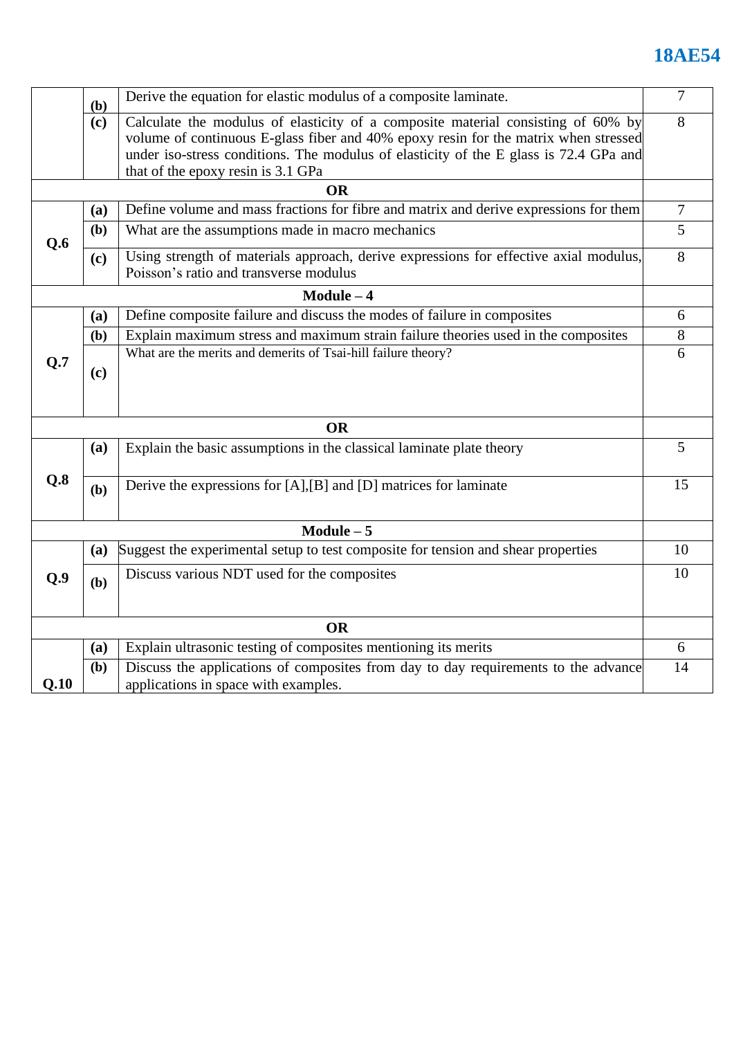|  |  |  |  |
|---|---|---|---|
|  | **(b)** | Derive the equation for elastic modulus of a composite laminate. | 7 |
|  | **(c)** | Calculate the modulus of elasticity of a composite material consisting of 60% by volume of continuous E-glass fiber and 40% epoxy resin for the matrix when stressed under iso-stress conditions. The modulus of elasticity of the E glass is 72.4 GPa and that of the epoxy resin is 3.1 GPa | 8 |
| **OR** |  |  |  |
| **Q.6** | **(a)** | Define volume and mass fractions for fibre and matrix and derive expressions for them | 7 |
|  | **(b)** | What are the assumptions made in macro mechanics | 5 |
|  | **(c)** | Using strength of materials approach, derive expressions for effective axial modulus, Poisson's ratio and transverse modulus | 8 |
| **Module – 4** |  |  |  |
| **Q.7** | **(a)** | Define composite failure and discuss the modes of failure in composites | 6 |
|  | **(b)** | Explain maximum stress and maximum strain failure theories used in the composites | 8 |
|  | **(c)** | What are the merits and demerits of Tsai-hill failure theory? | 6 |
| **OR** |  |  |  |
| **Q.8** | **(a)** | Explain the basic assumptions in the classical laminate plate theory | 5 |
|  | **(b)** | Derive the expressions for [A],[B] and [D] matrices for laminate | 15 |
| **Module – 5** |  |  |  |
| **Q.9** | **(a)** | Suggest the experimental setup to test composite for tension and shear properties | 10 |
|  | **(b)** | Discuss various NDT used for the composites | 10 |
| **OR** |  |  |  |
| **Q.10** | **(a)** | Explain ultrasonic testing of composites mentioning its merits | 6 |
|  | **(b)** | Discuss the applications of composites from day to day requirements to the advance applications in space with examples. | 14 |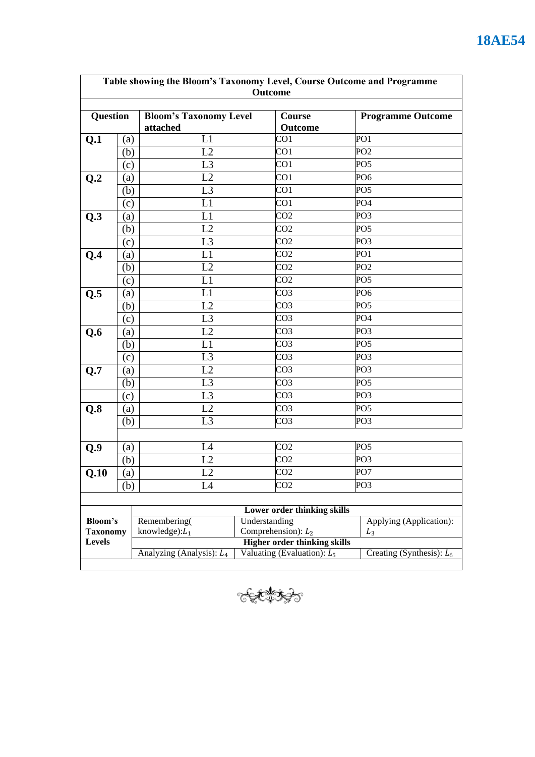**Table showing the Bloom's Taxonomy Level, Course Outcome and Programme Outcome**

| Question | | Bloom's Taxonomy Level attached | Course Outcome | Programme Outcome |
|---|---|---|---|---|
| **Q.1** | (a) | L1 | CO1 | PO1 |
| | (b) | L2 | CO1 | PO2 |
| | (c) | L3 | CO1 | PO5 |
| **Q.2** | (a) | L2 | CO1 | PO6 |
| | (b) | L3 | CO1 | PO5 |
| | (c) | L1 | CO1 | PO4 |
| **Q.3** | (a) | L1 | CO2 | PO3 |
| | (b) | L2 | CO2 | PO5 |
| | (c) | L3 | CO2 | PO3 |
| **Q.4** | (a) | L1 | CO2 | PO1 |
| | (b) | L2 | CO2 | PO2 |
| | (c) | L1 | CO2 | PO5 |
| **Q.5** | (a) | L1 | CO3 | PO6 |
| | (b) | L2 | CO3 | PO5 |
| | (c) | L3 | CO3 | PO4 |
| **Q.6** | (a) | L2 | CO3 | PO3 |
| | (b) | L1 | CO3 | PO5 |
| | (c) | L3 | CO3 | PO3 |
| **Q.7** | (a) | L2 | CO3 | PO3 |
| | (b) | L3 | CO3 | PO5 |
| | (c) | L3 | CO3 | PO3 |
| **Q.8** | (a) | L2 | CO3 | PO5 |
| | (b) | L3 | CO3 | PO3 |
| **Q.9** | (a) | L4 | CO2 | PO5 |
| | (b) | L2 | CO2 | PO3 |
| **Q.10** | (a) | L2 | CO2 | PO7 |
| | (b) | L4 | CO2 | PO3 |

| **Bloom's Taxonomy Levels** | **Lower order thinking skills** | | |
|---|---|---|---|
| | Remembering( knowledge): $L_1$ | Understanding Comprehension): $L_2$ | Applying (Application): $L_3$ |
| | **Higher order thinking skills** | | |
| | Analyzing (Analysis): $L_4$ | Valuating (Evaluation): $L_5$ | Creating (Synthesis): $L_6$ |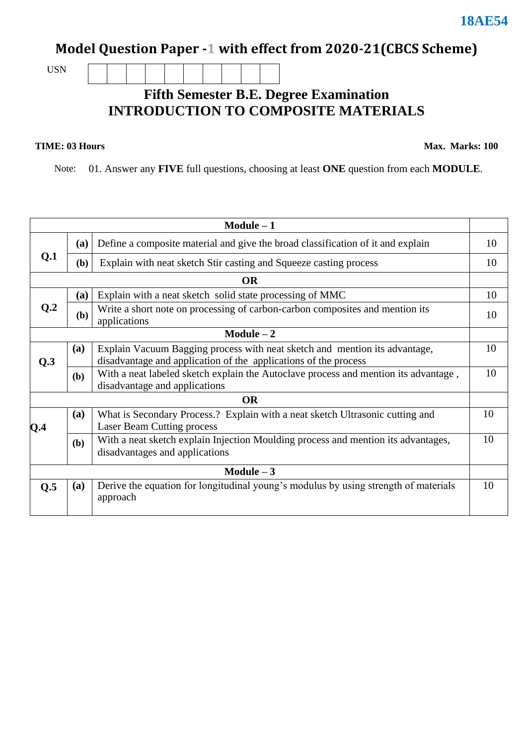**18AE54**

# Model Question Paper -1 with effect from 2020-21(CBCS Scheme)

USN

## Fifth Semester B.E. Degree Examination
## INTRODUCTION TO COMPOSITE MATERIALS

**TIME: 03 Hours** **Max. Marks: 100**

Note: 01. Answer any **FIVE** full questions, choosing at least **ONE** question from each **MODULE**.

| | | **Module – 1** | |
|---|---|---|---|
| **Q.1** | **(a)** | Define a composite material and give the broad classification of it and explain | 10 |
| | **(b)** | Explain with neat sketch Stir casting and Squeeze casting process | 10 |
| | | **OR** | |
| **Q.2** | **(a)** | Explain with a neat sketch solid state processing of MMC | 10 |
| | **(b)** | Write a short note on processing of carbon-carbon composites and mention its applications | 10 |
| | | **Module – 2** | |
| **Q.3** | **(a)** | Explain Vacuum Bagging process with neat sketch and mention its advantage, disadvantage and application of the applications of the process | 10 |
| | **(b)** | With a neat labeled sketch explain the Autoclave process and mention its advantage , disadvantage and applications | 10 |
| | | **OR** | |
| **Q.4** | **(a)** | What is Secondary Process.? Explain with a neat sketch Ultrasonic cutting and Laser Beam Cutting process | 10 |
| | **(b)** | With a neat sketch explain Injection Moulding process and mention its advantages, disadvantages and applications | 10 |
| | | **Module – 3** | |
| **Q.5** | **(a)** | Derive the equation for longitudinal young's modulus by using strength of materials approach | 10 |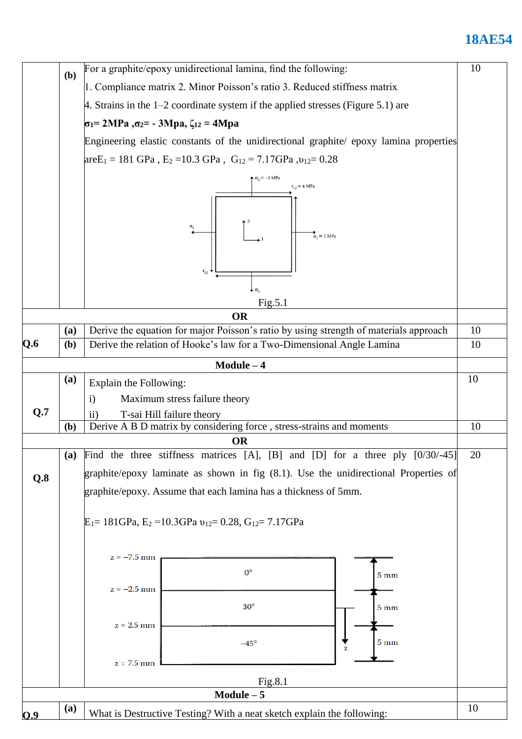| | | | |
|---|---|---|---|
| | (b) | For a graphite/epoxy unidirectional lamina, find the following:<br>1. Compliance matrix 2. Minor Poisson's ratio 3. Reduced stiffness matrix<br>4. Strains in the 1–2 coordinate system if the applied stresses (Figure 5.1) are<br>**$\sigma_1$= 2MPa ,$\sigma_2$= - 3Mpa, $\zeta_{12}$ = 4Mpa**<br>Engineering elastic constants of the unidirectional graphite/ epoxy lamina properties are $E_1$ = 181 GPa , $E_2$ =10.3 GPa , $G_{12}$ = 7.17GPa ,$\upsilon_{12}$= 0.28<br>Fig.5.1 | 10 |
| | | **OR** | |
| **Q.6** | (a) | Derive the equation for major Poisson's ratio by using strength of materials approach | 10 |
| | (b) | Derive the relation of Hooke's law for a Two-Dimensional Angle Lamina | 10 |
| | | **Module – 4** | |
| **Q.7** | (a) | Explain the Following:<br>i) Maximum stress failure theory<br>ii) T-sai Hill failure theory | 10 |
| | (b) | Derive A B D matrix by considering force , stress-strains and moments | 10 |
| | | **OR** | |
| **Q.8** | (a) | Find the three stiffness matrices [A], [B] and [D] for a three ply [0/30/-45] graphite/epoxy laminate as shown in fig (8.1). Use the unidirectional Properties of graphite/epoxy. Assume that each lamina has a thickness of 5mm.<br>$E_1$= 181GPa, $E_2$ =10.3GPa $\upsilon_{12}$= 0.28, $G_{12}$= 7.17GPa<br>Fig.8.1 | 20 |
| | | **Module – 5** | |
| **Q.9** | (a) | What is Destructive Testing? With a neat sketch explain the following: | 10 |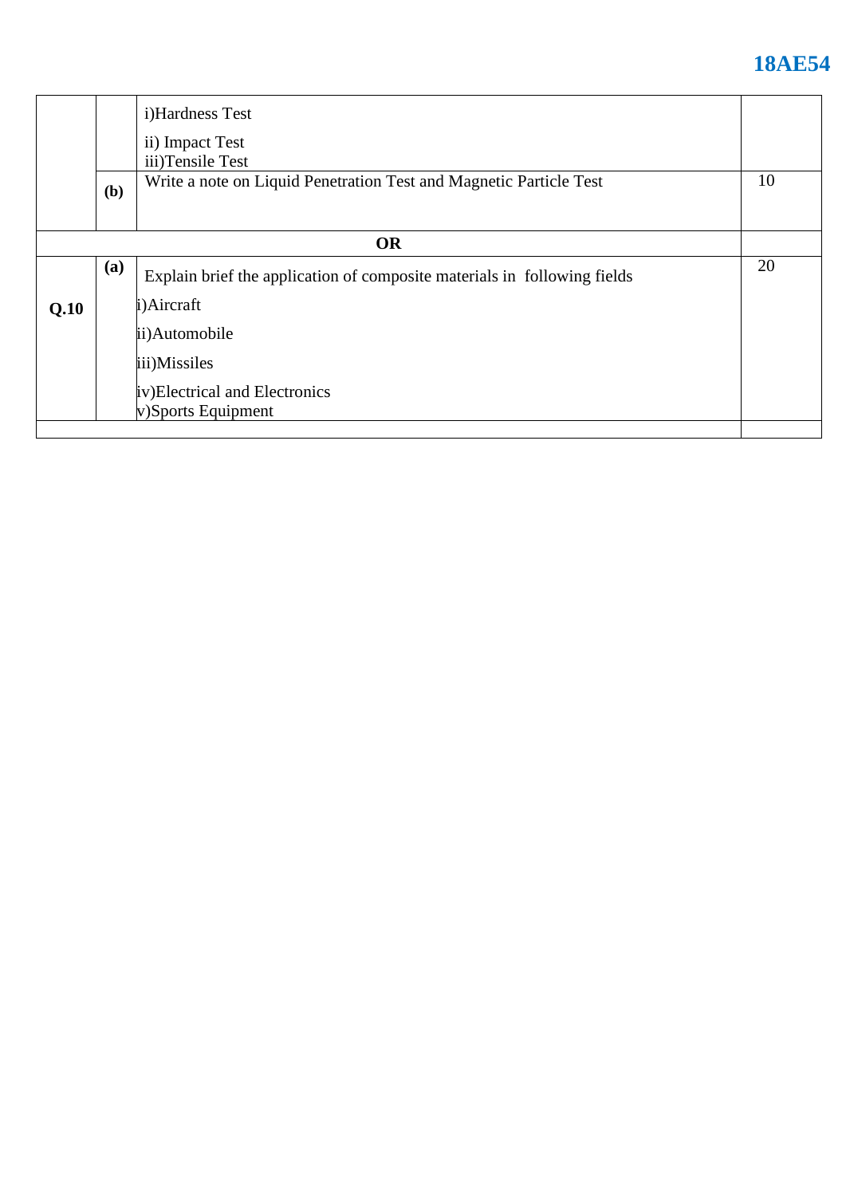| | | | |
|---|---|---|---|
| | | i)Hardness Test<br>ii) Impact Test<br>iii)Tensile Test | |
| | **(b)** | Write a note on Liquid Penetration Test and Magnetic Particle Test | 10 |
| | | **OR** | |
| **Q.10** | **(a)** | Explain brief the application of composite materials in following fields<br>i)Aircraft<br>ii)Automobile<br>iii)Missiles<br>iv)Electrical and Electronics<br>v)Sports Equipment | 20 |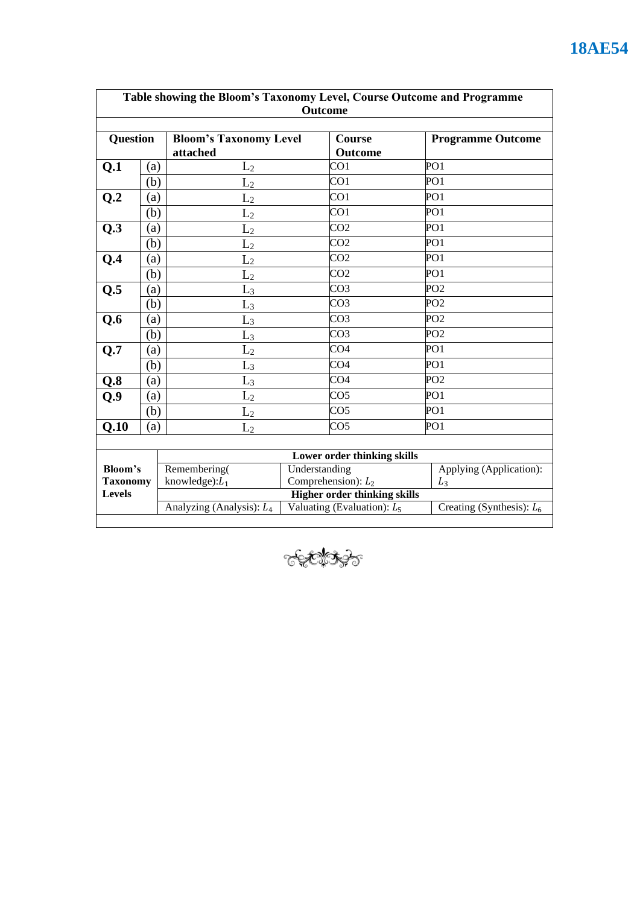**Table showing the Bloom's Taxonomy Level, Course Outcome and Programme Outcome**

| Question | | Bloom's Taxonomy Level attached | Course Outcome | Programme Outcome |
|---|---|---|---|---|
| **Q.1** | (a) | $L_2$ | CO1 | PO1 |
| | (b) | $L_2$ | CO1 | PO1 |
| **Q.2** | (a) | $L_2$ | CO1 | PO1 |
| | (b) | $L_2$ | CO1 | PO1 |
| **Q.3** | (a) | $L_2$ | CO2 | PO1 |
| | (b) | $L_2$ | CO2 | PO1 |
| **Q.4** | (a) | $L_2$ | CO2 | PO1 |
| | (b) | $L_2$ | CO2 | PO1 |
| **Q.5** | (a) | $L_3$ | CO3 | PO2 |
| | (b) | $L_3$ | CO3 | PO2 |
| **Q.6** | (a) | $L_3$ | CO3 | PO2 |
| | (b) | $L_3$ | CO3 | PO2 |
| **Q.7** | (a) | $L_2$ | CO4 | PO1 |
| | (b) | $L_3$ | CO4 | PO1 |
| **Q.8** | (a) | $L_3$ | CO4 | PO2 |
| **Q.9** | (a) | $L_2$ | CO5 | PO1 |
| | (b) | $L_2$ | CO5 | PO1 |
| **Q.10** | (a) | $L_2$ | CO5 | PO1 |

| | | | |
|---|---|---|---|
| **Bloom's Taxonomy Levels** | **Lower order thinking skills** | | |
| | Remembering( knowledge): $L_1$ | Understanding Comprehension): $L_2$ | Applying (Application): $L_3$ |
| | **Higher order thinking skills** | | |
| | Analyzing (Analysis): $L_4$ | Valuating (Evaluation): $L_5$ | Creating (Synthesis): $L_6$ |